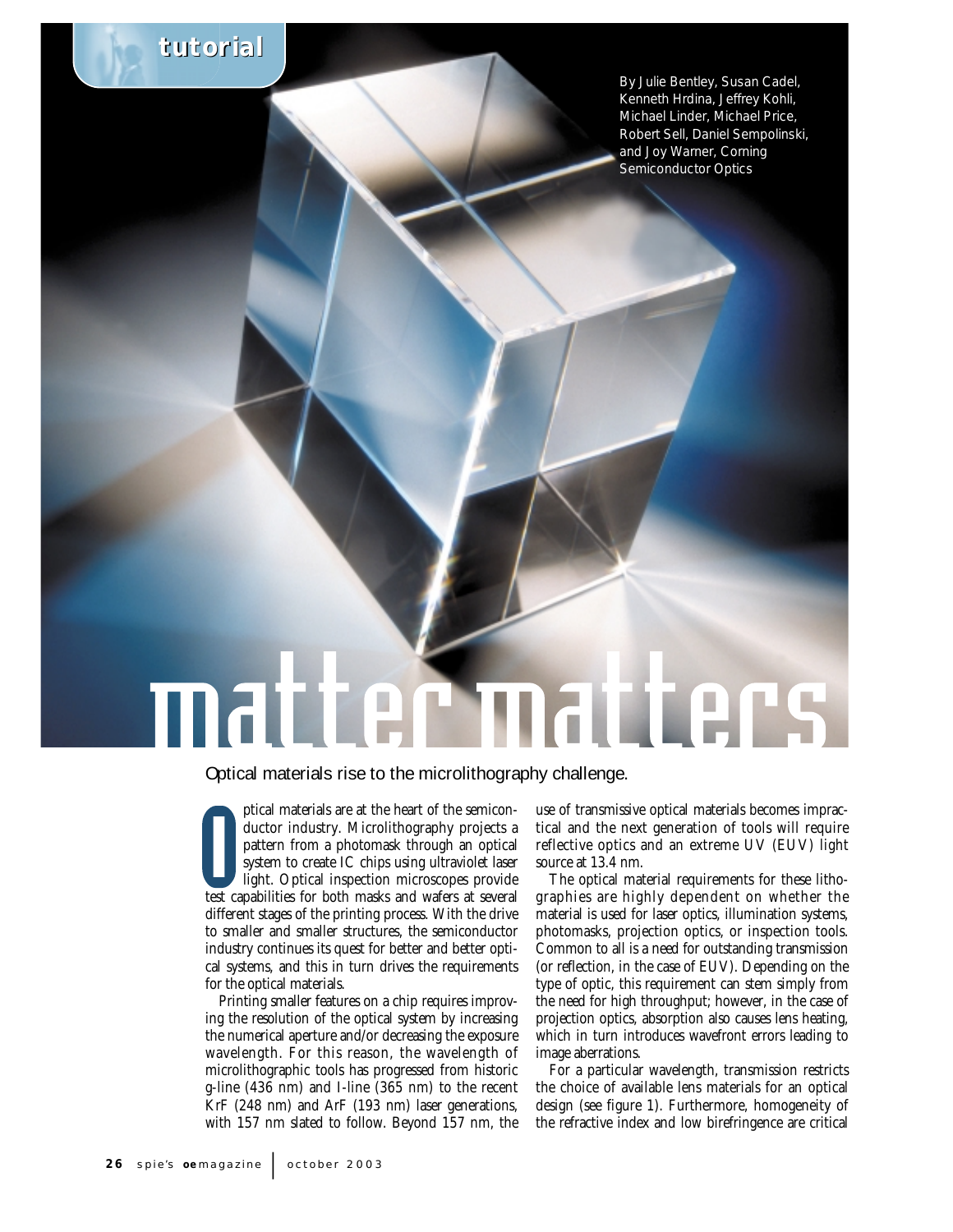tutorial

By Julie Bentley, Susan Cadel, Kenneth Hrdina, Jeffrey Kohli, Michael Linder, Michael Price, Robert Sell, Daniel Sempolinski, and Joy Warner, Corning Semiconductor Optics

# matter matters

## Optical materials rise to the microlithography challenge.

Optical materials are at the heart of the semiconductor industry. Microlithography projects a pattern from a photomask through an optical system to create IC chips using ultraviolet laser light. Optical inspection microscopes provide test capabilities for both masks and wafers at several different stages of the printing process. With the drive to smaller and smaller structures, the semiconductor industry continues its quest for better and better optical systems, and this in turn drives the requirements for the optical materials.

Printing smaller features on a chip requires improving the resolution of the optical system by increasing the numerical aperture and/or decreasing the exposure wavelength. For this reason, the wavelength of microlithographic tools has progressed from historic g-line (436 nm) and I-line (365 nm) to the recent KrF (248 nm) and ArF (193 nm) laser generations, with 157 nm slated to follow. Beyond 157 nm, the use of transmissive optical materials becomes impractical and the next generation of tools will require reflective optics and an extreme UV (EUV) light source at 13.4 nm.

The optical material requirements for these lithographies are highly dependent on whether the material is used for laser optics, illumination systems, photomasks, projection optics, or inspection tools. Common to all is a need for outstanding transmission (or reflection, in the case of EUV). Depending on the type of optic, this requirement can stem simply from the need for high throughput; however, in the case of projection optics, absorption also causes lens heating, which in turn introduces wavefront errors leading to image aberrations.

For a particular wavelength, transmission restricts the choice of available lens materials for an optical design (see figure 1). Furthermore, homogeneity of the refractive index and low birefringence are critical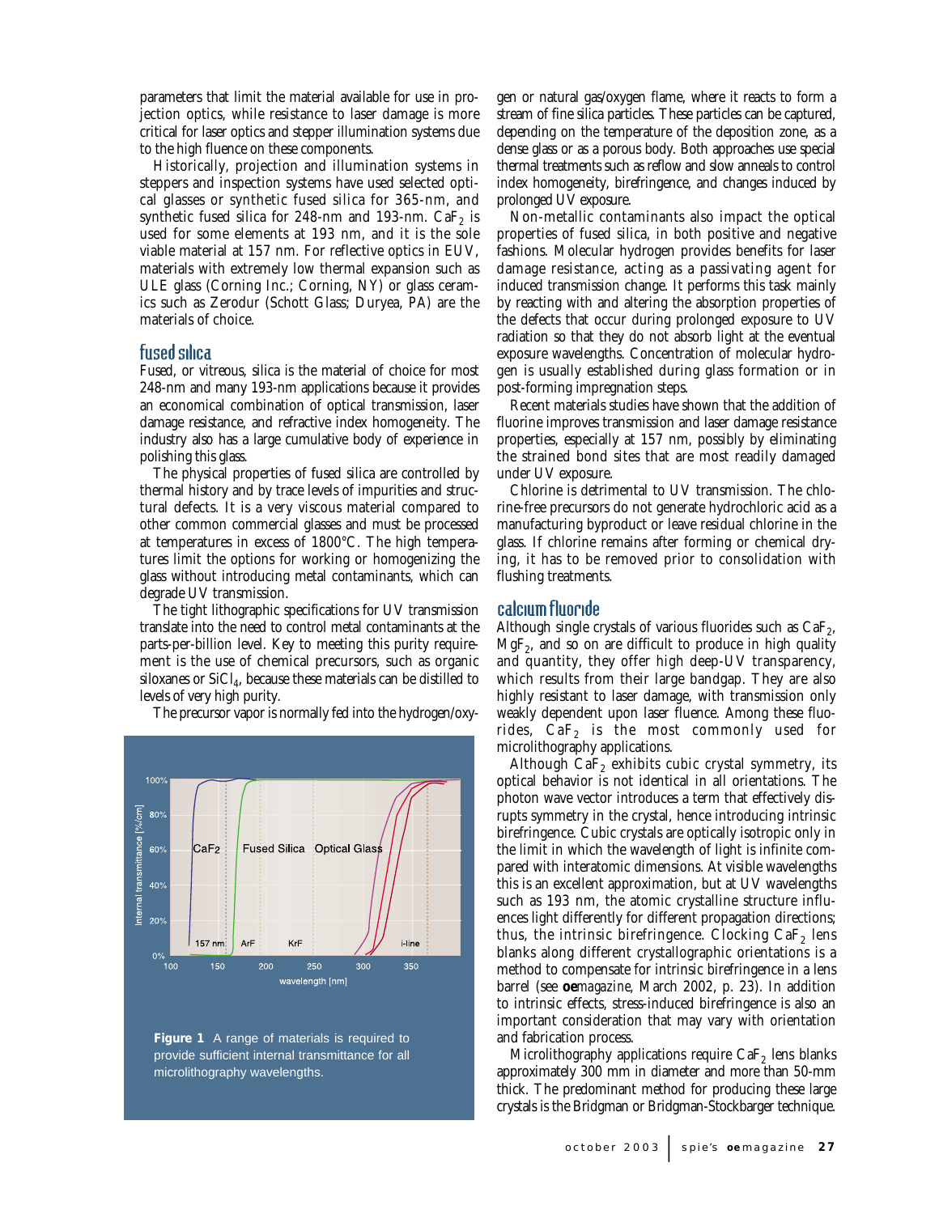parameters that limit the material available for use in projection optics, while resistance to laser damage is more critical for laser optics and stepper illumination systems due to the high fluence on these components.

Historically, projection and illumination systems in steppers and inspection systems have used selected optical glasses or synthetic fused silica for 365-nm, and synthetic fused silica for 248-nm and 193-nm. $CaF_2$ is used for some elements at 193 nm, and it is the sole viable material at 157 nm. For reflective optics in EUV, materials with extremely low thermal expansion such as ULE glass (Corning Inc.; Corning, NY) or glass ceramics such as Zerodur (Schott Glass; Duryea, PA) are the materials of choice.

## fused silica

Fused, or vitreous, silica is the material of choice for most 248-nm and many 193-nm applications because it provides an economical combination of optical transmission, laser damage resistance, and refractive index homogeneity. The industry also has a large cumulative body of experience in polishing this glass.

The physical properties of fused silica are controlled by thermal history and by trace levels of impurities and structural defects. It is a very viscous material compared to other common commercial glasses and must be processed at temperatures in excess of 1800°C. The high temperatures limit the options for working or homogenizing the glass without introducing metal contaminants, which can degrade UV transmission.

The tight lithographic specifications for UV transmission translate into the need to control metal contaminants at the parts-per-billion level. Key to meeting this purity requirement is the use of chemical precursors, such as organic siloxanes or $SiCl_4$, because these materials can be distilled to levels of very high purity.

The precursor vapor is normally fed into the hydrogen/oxygen or natural gas/oxygen flame, where it reacts to form a stream of fine silica particles. These particles can be captured, depending on the temperature of the deposition zone, as a dense glass or as a porous body. Both approaches use special thermal treatments such as reflow and slow anneals to control index homogeneity, birefringence, and changes induced by prolonged UV exposure.

Non-metallic contaminants also impact the optical properties of fused silica, in both positive and negative fashions. Molecular hydrogen provides benefits for laser damage resistance, acting as a passivating agent for induced transmission change. It performs this task mainly by reacting with and altering the absorption properties of the defects that occur during prolonged exposure to UV radiation so that they do not absorb light at the eventual exposure wavelengths. Concentration of molecular hydrogen is usually established during glass formation or in post-forming impregnation steps.

Recent materials studies have shown that the addition of fluorine improves transmission and laser damage resistance properties, especially at 157 nm, possibly by eliminating the strained bond sites that are most readily damaged under UV exposure.

Chlorine is detrimental to UV transmission. The chlorine-free precursors do not generate hydrochloric acid as a manufacturing byproduct or leave residual chlorine in the glass. If chlorine remains after forming or chemical drying, it has to be removed prior to consolidation with flushing treatments.

**Figure 1** A range of materials is required to provide sufficient internal transmittance for all microlithography wavelengths.

## calcium fluoride

Although single crystals of various fluorides such as $CaF_2$, $MgF_2$, and so on are difficult to produce in high quality and quantity, they offer high deep-UV transparency, which results from their large bandgap. They are also highly resistant to laser damage, with transmission only weakly dependent upon laser fluence. Among these fluorides, $CaF_2$ is the most commonly used for microlithography applications.

Although $CaF_2$ exhibits cubic crystal symmetry, its optical behavior is not identical in all orientations. The photon wave vector introduces a term that effectively disrupts symmetry in the crystal, hence introducing intrinsic birefringence. Cubic crystals are optically isotropic only in the limit in which the wavelength of light is infinite compared with interatomic dimensions. At visible wavelengths this is an excellent approximation, but at UV wavelengths such as 193 nm, the atomic crystalline structure influences light differently for different propagation directions; thus, the intrinsic birefringence. Clocking $CaF_2$ lens blanks along different crystallographic orientations is a method to compensate for intrinsic birefringence in a lens barrel (see **oe***magazine*, March 2002, p. 23). In addition to intrinsic effects, stress-induced birefringence is also an important consideration that may vary with orientation and fabrication process.

Microlithography applications require $CaF_2$ lens blanks approximately 300 mm in diameter and more than 50-mm thick. The predominant method for producing these large crystals is the Bridgman or Bridgman-Stockbarger technique.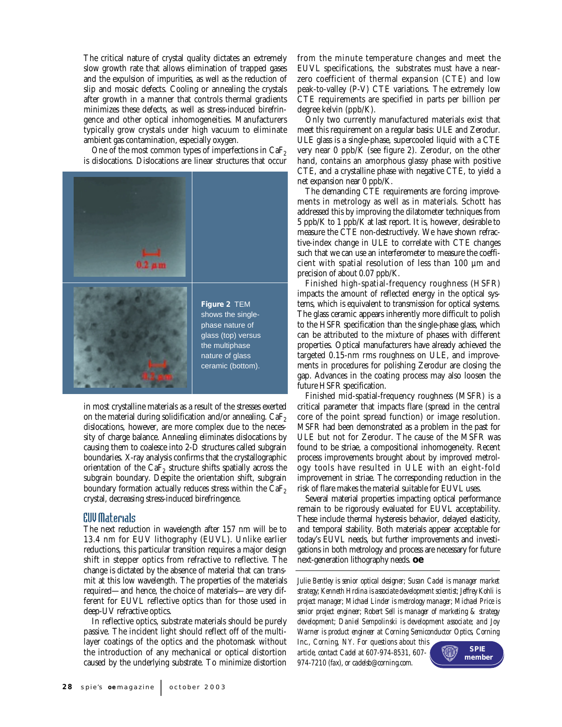The critical nature of crystal quality dictates an extremely slow growth rate that allows elimination of trapped gases and the expulsion of impurities, as well as the reduction of slip and mosaic defects. Cooling or annealing the crystals after growth in a manner that controls thermal gradients minimizes these defects, as well as stress-induced birefringence and other optical inhomogeneities. Manufacturers typically grow crystals under high vacuum to eliminate ambient gas contamination, especially oxygen.

One of the most common types of imperfections in $CaF_2$ is dislocations. Dislocations are linear structures that occur in most crystalline materials as a result of the stresses exerted on the material during solidification and/or annealing. $CaF_2$ dislocations, however, are more complex due to the necessity of charge balance. Annealing eliminates dislocations by causing them to coalesce into 2-D structures called subgrain boundaries. X-ray analysis confirms that the crystallographic orientation of the $CaF_2$ structure shifts spatially across the subgrain boundary. Despite the orientation shift, subgrain boundary formation actually reduces stress within the $CaF_2$ crystal, decreasing stress-induced birefringence.

**Figure 2** TEM shows the single-phase nature of glass (top) versus the multiphase nature of glass ceramic (bottom).

## EUV Materials

The next reduction in wavelength after 157 nm will be to 13.4 nm for EUV lithography (EUVL). Unlike earlier reductions, this particular transition requires a major design shift in stepper optics from refractive to reflective. The change is dictated by the absence of material that can transmit at this low wavelength. The properties of the materials required—and hence, the choice of materials—are very different for EUVL reflective optics than for those used in deep-UV refractive optics.

In reflective optics, substrate materials should be purely passive. The incident light should reflect off of the multilayer coatings of the optics and the photomask without the introduction of any mechanical or optical distortion caused by the underlying substrate. To minimize distortion from the minute temperature changes and meet the EUVL specifications, the substrates must have a near-zero coefficient of thermal expansion (CTE) and low peak-to-valley (P-V) CTE variations. The extremely low CTE requirements are specified in parts per billion per degree kelvin (ppb/K).

Only two currently manufactured materials exist that meet this requirement on a regular basis: ULE and Zerodur. ULE glass is a single-phase, supercooled liquid with a CTE very near 0 ppb/K (see figure 2). Zerodur, on the other hand, contains an amorphous glassy phase with positive CTE, and a crystalline phase with negative CTE, to yield a net expansion near 0 ppb/K.

The demanding CTE requirements are forcing improvements in metrology as well as in materials. Schott has addressed this by improving the dilatometer techniques from 5 ppb/K to 1 ppb/K at last report. It is, however, desirable to measure the CTE non-destructively. We have shown refractive-index change in ULE to correlate with CTE changes such that we can use an interferometer to measure the coefficient with spatial resolution of less than 100 µm and precision of about 0.07 ppb/K.

Finished high-spatial-frequency roughness (HSFR) impacts the amount of reflected energy in the optical systems, which is equivalent to transmission for optical systems. The glass ceramic appears inherently more difficult to polish to the HSFR specification than the single-phase glass, which can be attributed to the mixture of phases with different properties. Optical manufacturers have already achieved the targeted 0.15-nm rms roughness on ULE, and improvements in procedures for polishing Zerodur are closing the gap. Advances in the coating process may also loosen the future HSFR specification.

Finished mid-spatial-frequency roughness (MSFR) is a critical parameter that impacts flare (spread in the central core of the point spread function) or image resolution. MSFR had been demonstrated as a problem in the past for ULE but not for Zerodur. The cause of the MSFR was found to be striae, a compositional inhomogeneity. Recent process improvements brought about by improved metrology tools have resulted in ULE with an eight-fold improvement in striae. The corresponding reduction in the risk of flare makes the material suitable for EUVL uses.

Several material properties impacting optical performance remain to be rigorously evaluated for EUVL acceptability. These include thermal hysteresis behavior, delayed elasticity, and temporal stability. Both materials appear acceptable for today's EUVL needs, but further improvements and investigations in both metrology and process are necessary for future next-generation lithography needs. **oe**

---

*Julie Bentley is senior optical designer; Susan Cadel is manager market strategy; Kenneth Hrdina is associate development scientist; Jeffrey Kohli is project manager; Michael Linder is metrology manager; Michael Price is senior project engineer; Robert Sell is manager of marketing & strategy development; Daniel Sempolinski is development associate; and Joy Warner is product engineer at Corning Semiconductor Optics, Corning Inc., Corning, NY. For questions about this article, contact Cadel at 607-974-8531, 607-974-7210 (fax), or cadelsb@corning.com.*

SPIE member